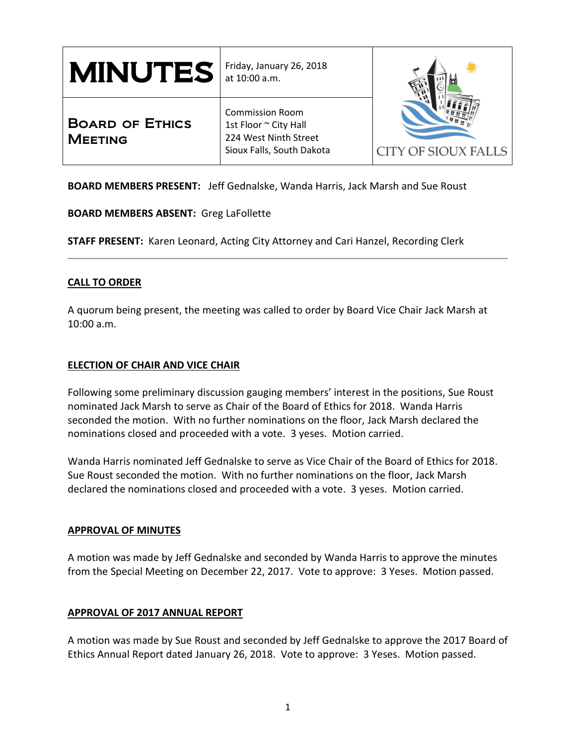# MINUTES

Friday, January 26, 2018
at 10:00 a.m.

## Board of Ethics Meeting

Commission Room
1st Floor ~ City Hall
224 West Ninth Street
Sioux Falls, South Dakota

CITY OF SIOUX FALLS

**BOARD MEMBERS PRESENT:** Jeff Gednalske, Wanda Harris, Jack Marsh and Sue Roust

**BOARD MEMBERS ABSENT:** Greg LaFollette

**STAFF PRESENT:** Karen Leonard, Acting City Attorney and Cari Hanzel, Recording Clerk

---

### CALL TO ORDER

A quorum being present, the meeting was called to order by Board Vice Chair Jack Marsh at 10:00 a.m.

### ELECTION OF CHAIR AND VICE CHAIR

Following some preliminary discussion gauging members' interest in the positions, Sue Roust nominated Jack Marsh to serve as Chair of the Board of Ethics for 2018. Wanda Harris seconded the motion. With no further nominations on the floor, Jack Marsh declared the nominations closed and proceeded with a vote. 3 yeses. Motion carried.

Wanda Harris nominated Jeff Gednalske to serve as Vice Chair of the Board of Ethics for 2018. Sue Roust seconded the motion. With no further nominations on the floor, Jack Marsh declared the nominations closed and proceeded with a vote. 3 yeses. Motion carried.

### APPROVAL OF MINUTES

A motion was made by Jeff Gednalske and seconded by Wanda Harris to approve the minutes from the Special Meeting on December 22, 2017. Vote to approve: 3 Yeses. Motion passed.

### APPROVAL OF 2017 ANNUAL REPORT

A motion was made by Sue Roust and seconded by Jeff Gednalske to approve the 2017 Board of Ethics Annual Report dated January 26, 2018. Vote to approve: 3 Yeses. Motion passed.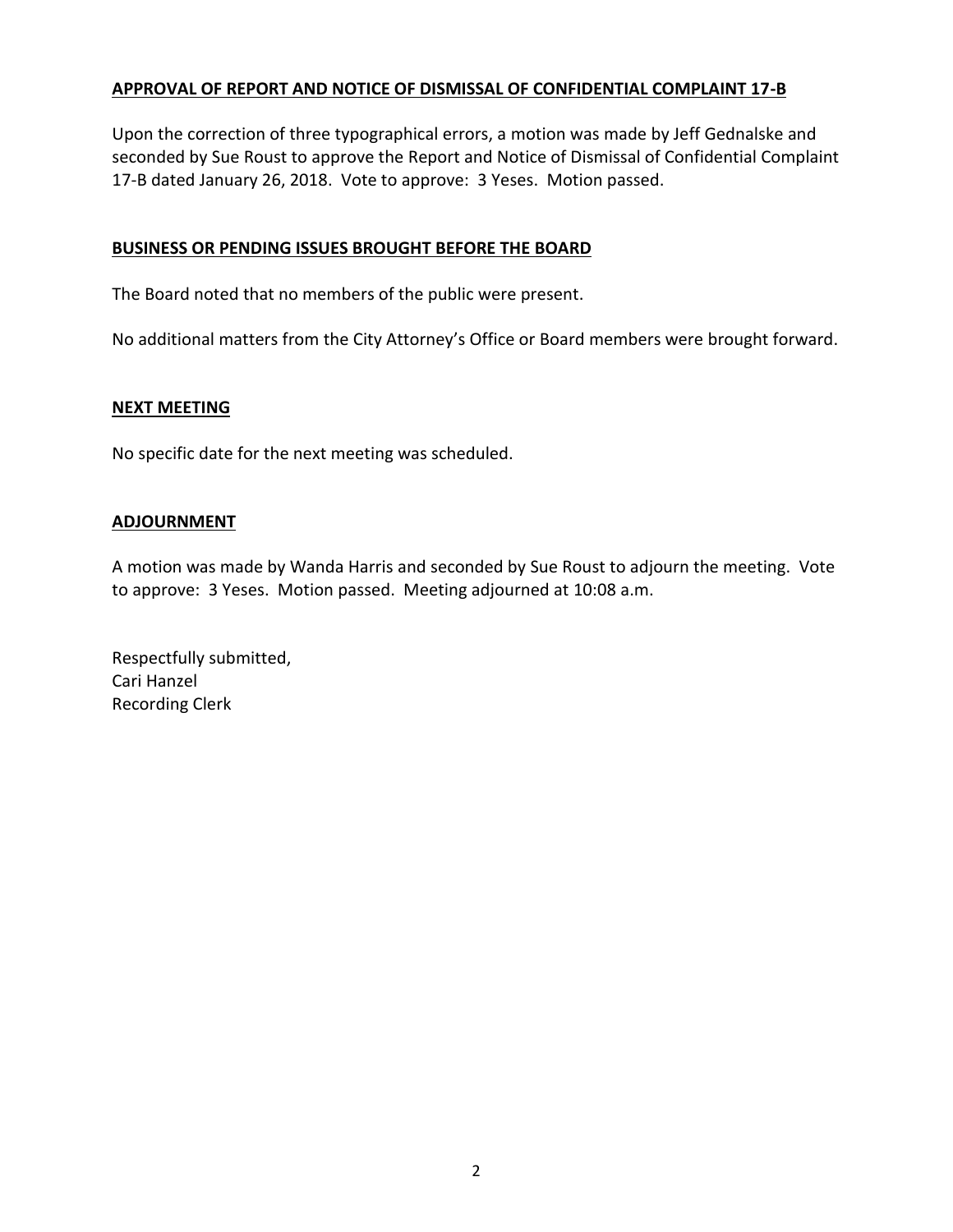**APPROVAL OF REPORT AND NOTICE OF DISMISSAL OF CONFIDENTIAL COMPLAINT 17-B**

Upon the correction of three typographical errors, a motion was made by Jeff Gednalske and seconded by Sue Roust to approve the Report and Notice of Dismissal of Confidential Complaint 17-B dated January 26, 2018. Vote to approve: 3 Yeses. Motion passed.

**BUSINESS OR PENDING ISSUES BROUGHT BEFORE THE BOARD**

The Board noted that no members of the public were present.

No additional matters from the City Attorney's Office or Board members were brought forward.

**NEXT MEETING**

No specific date for the next meeting was scheduled.

**ADJOURNMENT**

A motion was made by Wanda Harris and seconded by Sue Roust to adjourn the meeting. Vote to approve: 3 Yeses. Motion passed. Meeting adjourned at 10:08 a.m.

Respectfully submitted,
Cari Hanzel
Recording Clerk